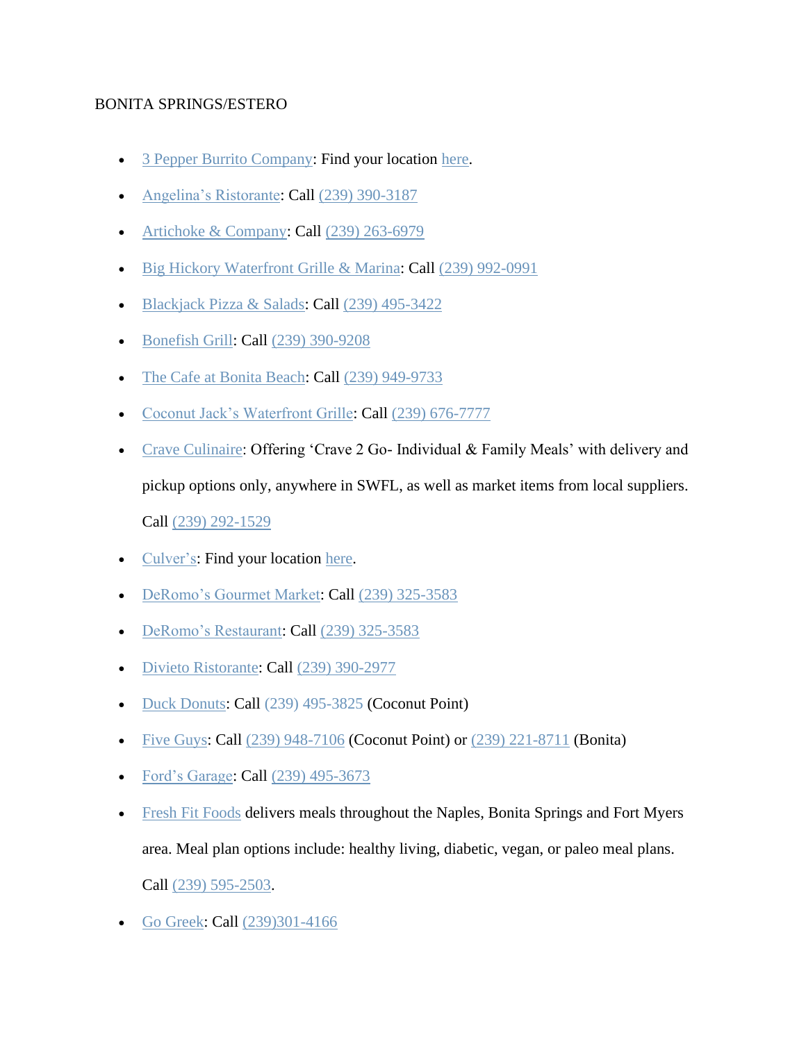BONITA SPRINGS/ESTERO

- 3 Pepper Burrito Company: Find your location here.
- Angelina's Ristorante: Call (239) 390-3187
- Artichoke & Company: Call (239) 263-6979
- Big Hickory Waterfront Grille & Marina: Call (239) 992-0991
- Blackjack Pizza & Salads: Call (239) 495-3422
- Bonefish Grill: Call (239) 390-9208
- The Cafe at Bonita Beach: Call (239) 949-9733
- Coconut Jack's Waterfront Grille: Call (239) 676-7777
- Crave Culinaire: Offering 'Crave 2 Go- Individual & Family Meals' with delivery and pickup options only, anywhere in SWFL, as well as market items from local suppliers. Call (239) 292-1529
- Culver's: Find your location here.
- DeRomo's Gourmet Market: Call (239) 325-3583
- DeRomo's Restaurant: Call (239) 325-3583
- Divieto Ristorante: Call (239) 390-2977
- Duck Donuts: Call (239) 495-3825 (Coconut Point)
- Five Guys: Call (239) 948-7106 (Coconut Point) or (239) 221-8711 (Bonita)
- Ford's Garage: Call (239) 495-3673
- Fresh Fit Foods delivers meals throughout the Naples, Bonita Springs and Fort Myers area. Meal plan options include: healthy living, diabetic, vegan, or paleo meal plans. Call (239) 595-2503.
- Go Greek: Call (239)301-4166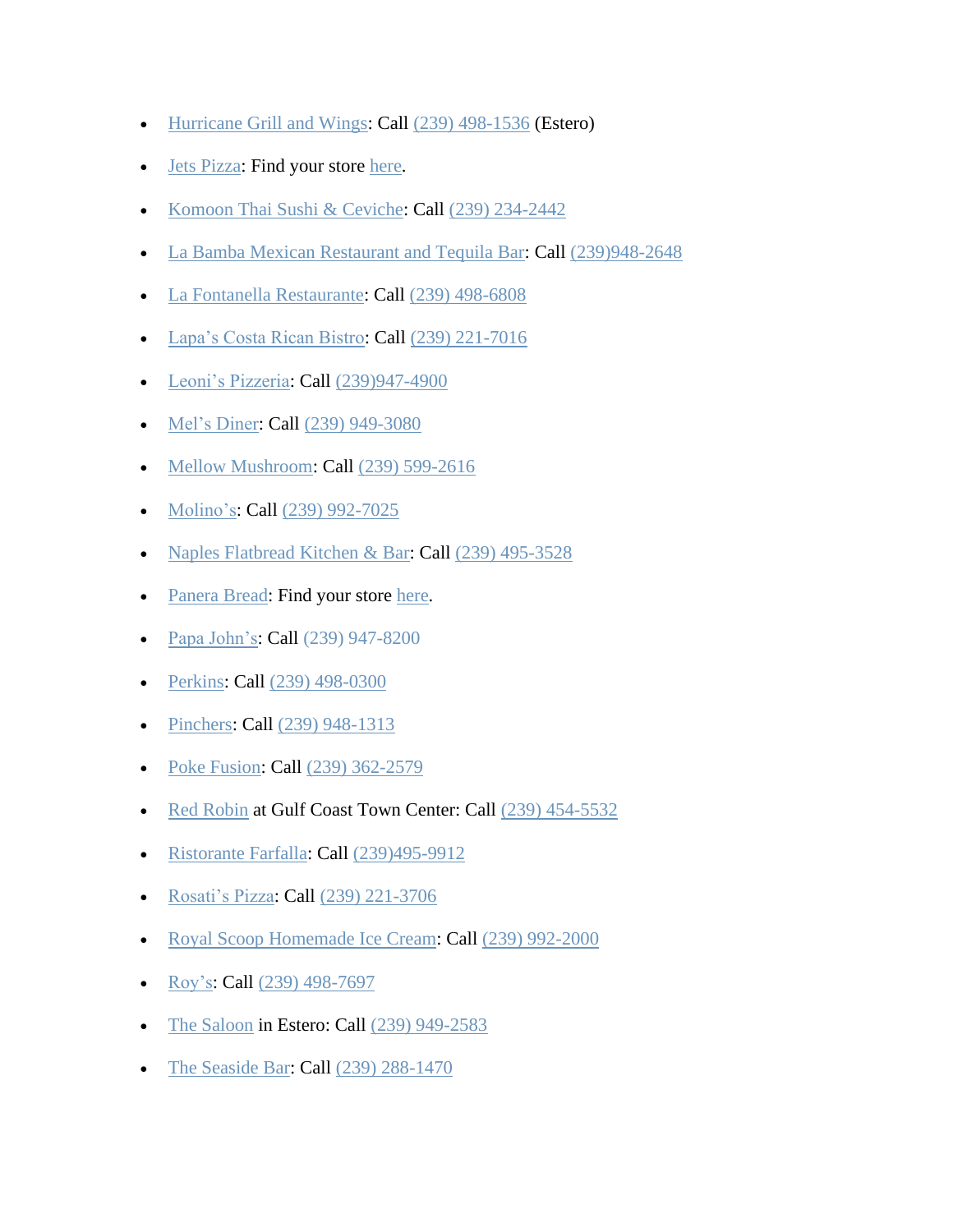- Hurricane Grill and Wings: Call (239) 498-1536 (Estero)
- Jets Pizza: Find your store here.
- Komoon Thai Sushi & Ceviche: Call (239) 234-2442
- La Bamba Mexican Restaurant and Tequila Bar: Call (239)948-2648
- La Fontanella Restaurante: Call (239) 498-6808
- Lapa's Costa Rican Bistro: Call (239) 221-7016
- Leoni's Pizzeria: Call (239)947-4900
- Mel's Diner: Call (239) 949-3080
- Mellow Mushroom: Call (239) 599-2616
- Molino's: Call (239) 992-7025
- Naples Flatbread Kitchen & Bar: Call (239) 495-3528
- Panera Bread: Find your store here.
- Papa John's: Call (239) 947-8200
- Perkins: Call (239) 498-0300
- Pinchers: Call (239) 948-1313
- Poke Fusion: Call (239) 362-2579
- Red Robin at Gulf Coast Town Center: Call (239) 454-5532
- Ristorante Farfalla: Call (239)495-9912
- Rosati's Pizza: Call (239) 221-3706
- Royal Scoop Homemade Ice Cream: Call (239) 992-2000
- Roy's: Call (239) 498-7697
- The Saloon in Estero: Call (239) 949-2583
- The Seaside Bar: Call (239) 288-1470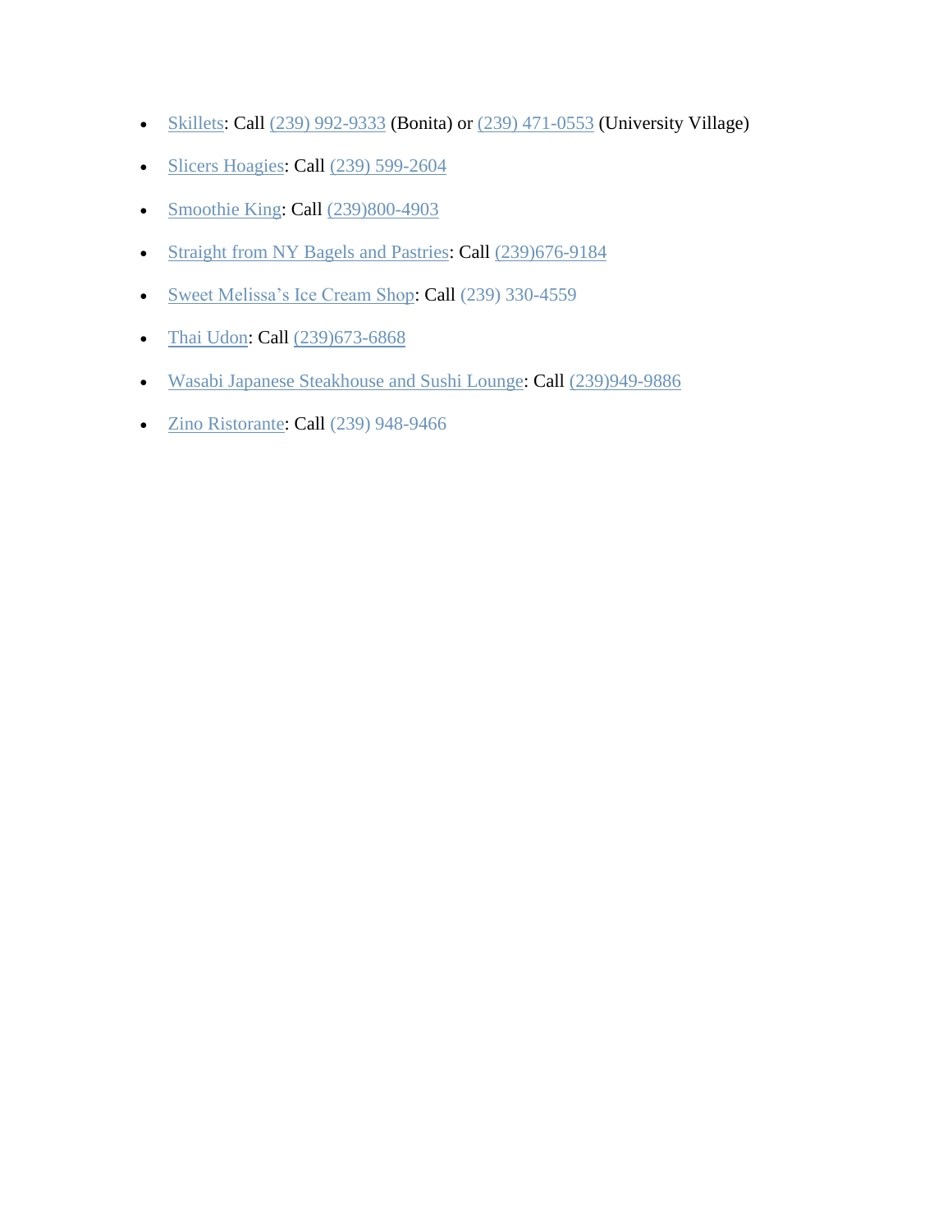- Skillets: Call (239) 992-9333 (Bonita) or (239) 471-0553 (University Village)
- Slicers Hoagies: Call (239) 599-2604
- Smoothie King: Call (239)800-4903
- Straight from NY Bagels and Pastries: Call (239)676-9184
- Sweet Melissa's Ice Cream Shop: Call (239) 330-4559
- Thai Udon: Call (239)673-6868
- Wasabi Japanese Steakhouse and Sushi Lounge: Call (239)949-9886
- Zino Ristorante: Call (239) 948-9466